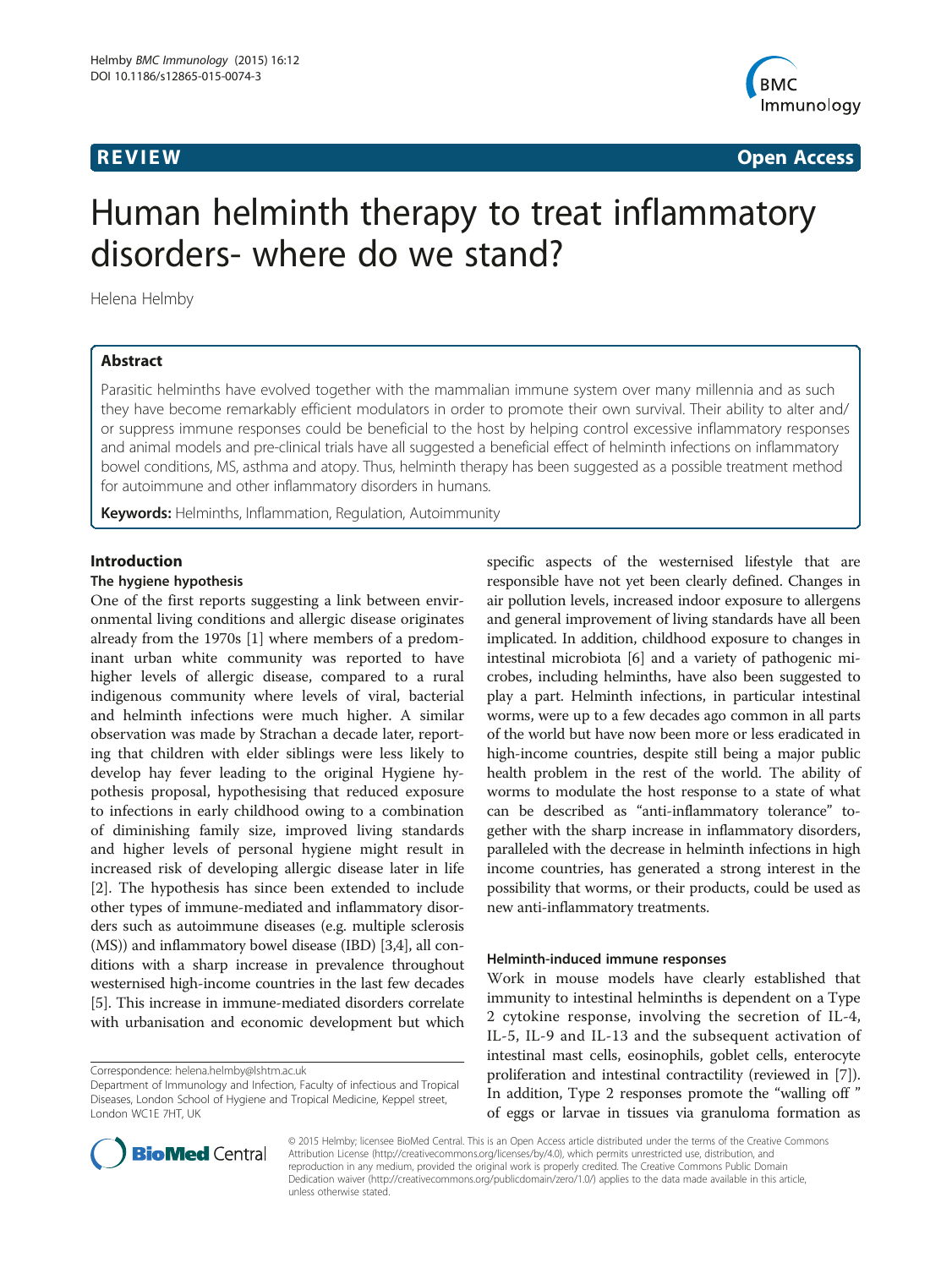REVIEW

Open Access

# Human helminth therapy to treat inflammatory disorders- where do we stand?

Helena Helmby

## Abstract

Parasitic helminths have evolved together with the mammalian immune system over many millennia and as such they have become remarkably efficient modulators in order to promote their own survival. Their ability to alter and/or suppress immune responses could be beneficial to the host by helping control excessive inflammatory responses and animal models and pre-clinical trials have all suggested a beneficial effect of helminth infections on inflammatory bowel conditions, MS, asthma and atopy. Thus, helminth therapy has been suggested as a possible treatment method for autoimmune and other inflammatory disorders in humans.

**Keywords:** Helminths, Inflammation, Regulation, Autoimmunity

## Introduction

### The hygiene hypothesis

One of the first reports suggesting a link between environmental living conditions and allergic disease originates already from the 1970s [1] where members of a predominant urban white community was reported to have higher levels of allergic disease, compared to a rural indigenous community where levels of viral, bacterial and helminth infections were much higher. A similar observation was made by Strachan a decade later, reporting that children with elder siblings were less likely to develop hay fever leading to the original Hygiene hypothesis proposal, hypothesising that reduced exposure to infections in early childhood owing to a combination of diminishing family size, improved living standards and higher levels of personal hygiene might result in increased risk of developing allergic disease later in life [2]. The hypothesis has since been extended to include other types of immune-mediated and inflammatory disorders such as autoimmune diseases (e.g. multiple sclerosis (MS)) and inflammatory bowel disease (IBD) [3,4], all conditions with a sharp increase in prevalence throughout westernised high-income countries in the last few decades [5]. This increase in immune-mediated disorders correlate with urbanisation and economic development but which specific aspects of the westernised lifestyle that are responsible have not yet been clearly defined. Changes in air pollution levels, increased indoor exposure to allergens and general improvement of living standards have all been implicated. In addition, childhood exposure to changes in intestinal microbiota [6] and a variety of pathogenic microbes, including helminths, have also been suggested to play a part. Helminth infections, in particular intestinal worms, were up to a few decades ago common in all parts of the world but have now been more or less eradicated in high-income countries, despite still being a major public health problem in the rest of the world. The ability of worms to modulate the host response to a state of what can be described as "anti-inflammatory tolerance" together with the sharp increase in inflammatory disorders, paralleled with the decrease in helminth infections in high income countries, has generated a strong interest in the possibility that worms, or their products, could be used as new anti-inflammatory treatments.

### Helminth-induced immune responses

Work in mouse models have clearly established that immunity to intestinal helminths is dependent on a Type 2 cytokine response, involving the secretion of IL-4, IL-5, IL-9 and IL-13 and the subsequent activation of intestinal mast cells, eosinophils, goblet cells, enterocyte proliferation and intestinal contractility (reviewed in [7]). In addition, Type 2 responses promote the "walling off" of eggs or larvae in tissues via granuloma formation as

Correspondence: helena.helmby@lshtm.ac.uk
Department of Immunology and Infection, Faculty of infectious and Tropical Diseases, London School of Hygiene and Tropical Medicine, Keppel street, London WC1E 7HT, UK

© 2015 Helmby; licensee BioMed Central. This is an Open Access article distributed under the terms of the Creative Commons Attribution License (http://creativecommons.org/licenses/by/4.0), which permits unrestricted use, distribution, and reproduction in any medium, provided the original work is properly credited. The Creative Commons Public Domain Dedication waiver (http://creativecommons.org/publicdomain/zero/1.0/) applies to the data made available in this article, unless otherwise stated.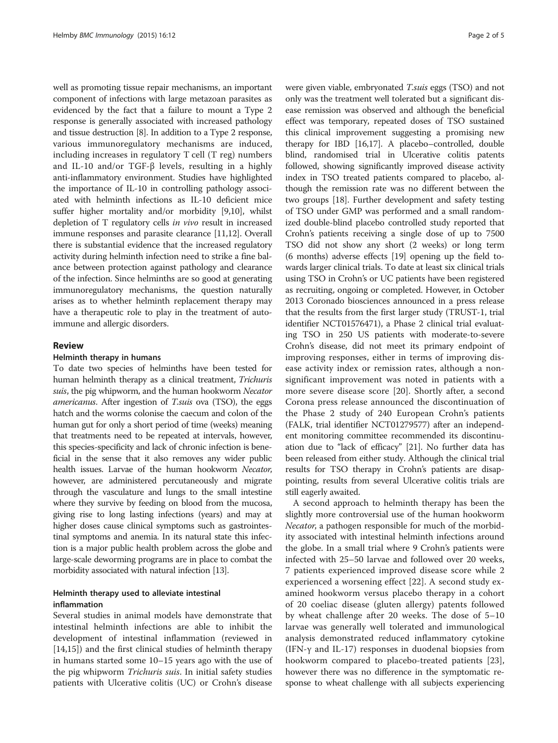well as promoting tissue repair mechanisms, an important component of infections with large metazoan parasites as evidenced by the fact that a failure to mount a Type 2 response is generally associated with increased pathology and tissue destruction [8]. In addition to a Type 2 response, various immunoregulatory mechanisms are induced, including increases in regulatory T cell (T reg) numbers and IL-10 and/or TGF-β levels, resulting in a highly anti-inflammatory environment. Studies have highlighted the importance of IL-10 in controlling pathology associated with helminth infections as IL-10 deficient mice suffer higher mortality and/or morbidity [9,10], whilst depletion of T regulatory cells *in vivo* result in increased immune responses and parasite clearance [11,12]. Overall there is substantial evidence that the increased regulatory activity during helminth infection need to strike a fine balance between protection against pathology and clearance of the infection. Since helminths are so good at generating immunoregulatory mechanisms, the question naturally arises as to whether helminth replacement therapy may have a therapeutic role to play in the treatment of autoimmune and allergic disorders.

## Review

### Helminth therapy in humans

To date two species of helminths have been tested for human helminth therapy as a clinical treatment, *Trichuris suis*, the pig whipworm, and the human hookworm *Necator americanus*. After ingestion of *T.suis* ova (TSO), the eggs hatch and the worms colonise the caecum and colon of the human gut for only a short period of time (weeks) meaning that treatments need to be repeated at intervals, however, this species-specificity and lack of chronic infection is beneficial in the sense that it also removes any wider public health issues. Larvae of the human hookworm *Necator*, however, are administered percutaneously and migrate through the vasculature and lungs to the small intestine where they survive by feeding on blood from the mucosa, giving rise to long lasting infections (years) and may at higher doses cause clinical symptoms such as gastrointestinal symptoms and anemia. In its natural state this infection is a major public health problem across the globe and large-scale deworming programs are in place to combat the morbidity associated with natural infection [13].

### Helminth therapy used to alleviate intestinal inflammation

Several studies in animal models have demonstrate that intestinal helminth infections are able to inhibit the development of intestinal inflammation (reviewed in [14,15]) and the first clinical studies of helminth therapy in humans started some 10–15 years ago with the use of the pig whipworm *Trichuris suis*. In initial safety studies patients with Ulcerative colitis (UC) or Crohn's disease were given viable, embryonated *T.suis* eggs (TSO) and not only was the treatment well tolerated but a significant disease remission was observed and although the beneficial effect was temporary, repeated doses of TSO sustained this clinical improvement suggesting a promising new therapy for IBD [16,17]. A placebo–controlled, double blind, randomised trial in Ulcerative colitis patients followed, showing significantly improved disease activity index in TSO treated patients compared to placebo, although the remission rate was no different between the two groups [18]. Further development and safety testing of TSO under GMP was performed and a small randomized double-blind placebo controlled study reported that Crohn's patients receiving a single dose of up to 7500 TSO did not show any short (2 weeks) or long term (6 months) adverse effects [19] opening up the field towards larger clinical trials. To date at least six clinical trials using TSO in Crohn's or UC patients have been registered as recruiting, ongoing or completed. However, in October 2013 Coronado biosciences announced in a press release that the results from the first larger study (TRUST-1, trial identifier NCT01576471), a Phase 2 clinical trial evaluating TSO in 250 US patients with moderate-to-severe Crohn's disease, did not meet its primary endpoint of improving responses, either in terms of improving disease activity index or remission rates, although a non-significant improvement was noted in patients with a more severe disease score [20]. Shortly after, a second Corona press release announced the discontinuation of the Phase 2 study of 240 European Crohn's patients (FALK, trial identifier NCT01279577) after an independent monitoring committee recommended its discontinuation due to "lack of efficacy" [21]. No further data has been released from either study. Although the clinical trial results for TSO therapy in Crohn's patients are disappointing, results from several Ulcerative colitis trials are still eagerly awaited.

A second approach to helminth therapy has been the slightly more controversial use of the human hookworm *Necator*, a pathogen responsible for much of the morbidity associated with intestinal helminth infections around the globe. In a small trial where 9 Crohn's patients were infected with 25–50 larvae and followed over 20 weeks, 7 patients experienced improved disease score while 2 experienced a worsening effect [22]. A second study examined hookworm versus placebo therapy in a cohort of 20 coeliac disease (gluten allergy) patents followed by wheat challenge after 20 weeks. The dose of 5–10 larvae was generally well tolerated and immunological analysis demonstrated reduced inflammatory cytokine (IFN-γ and IL-17) responses in duodenal biopsies from hookworm compared to placebo-treated patients [23], however there was no difference in the symptomatic response to wheat challenge with all subjects experiencing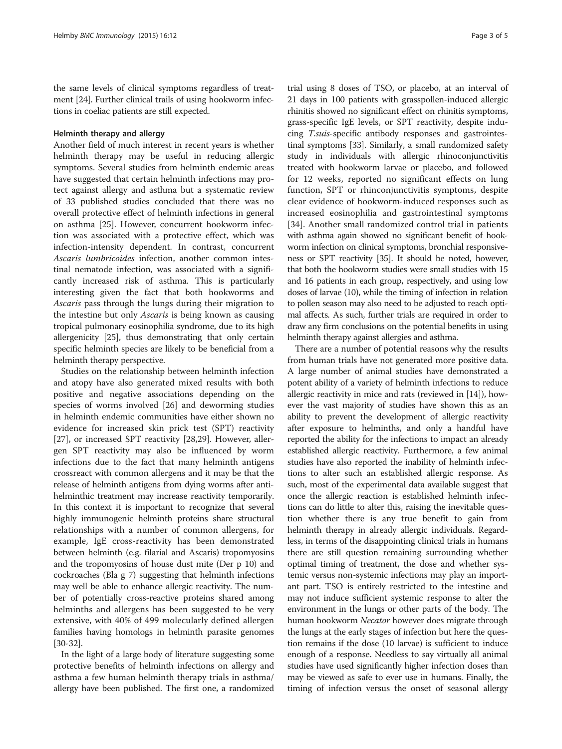the same levels of clinical symptoms regardless of treatment [24]. Further clinical trails of using hookworm infections in coeliac patients are still expected.

### Helminth therapy and allergy

Another field of much interest in recent years is whether helminth therapy may be useful in reducing allergic symptoms. Several studies from helminth endemic areas have suggested that certain helminth infections may protect against allergy and asthma but a systematic review of 33 published studies concluded that there was no overall protective effect of helminth infections in general on asthma [25]. However, concurrent hookworm infection was associated with a protective effect, which was infection-intensity dependent. In contrast, concurrent *Ascaris lumbricoides* infection, another common intestinal nematode infection, was associated with a significantly increased risk of asthma. This is particularly interesting given the fact that both hookworms and *Ascaris* pass through the lungs during their migration to the intestine but only *Ascaris* is being known as causing tropical pulmonary eosinophilia syndrome, due to its high allergenicity [25], thus demonstrating that only certain specific helminth species are likely to be beneficial from a helminth therapy perspective.

Studies on the relationship between helminth infection and atopy have also generated mixed results with both positive and negative associations depending on the species of worms involved [26] and deworming studies in helminth endemic communities have either shown no evidence for increased skin prick test (SPT) reactivity [27], or increased SPT reactivity [28,29]. However, allergen SPT reactivity may also be influenced by worm infections due to the fact that many helminth antigens crossreact with common allergens and it may be that the release of helminth antigens from dying worms after antihelminthic treatment may increase reactivity temporarily. In this context it is important to recognize that several highly immunogenic helminth proteins share structural relationships with a number of common allergens, for example, IgE cross-reactivity has been demonstrated between helminth (e.g. filarial and Ascaris) tropomyosins and the tropomyosins of house dust mite (Der p 10) and cockroaches (Bla g 7) suggesting that helminth infections may well be able to enhance allergic reactivity. The number of potentially cross-reactive proteins shared among helminths and allergens has been suggested to be very extensive, with 40% of 499 molecularly defined allergen families having homologs in helminth parasite genomes [30-32].

In the light of a large body of literature suggesting some protective benefits of helminth infections on allergy and asthma a few human helminth therapy trials in asthma/allergy have been published. The first one, a randomized trial using 8 doses of TSO, or placebo, at an interval of 21 days in 100 patients with grasspollen-induced allergic rhinitis showed no significant effect on rhinitis symptoms, grass-specific IgE levels, or SPT reactivity, despite inducing *T.suis*-specific antibody responses and gastrointestinal symptoms [33]. Similarly, a small randomized safety study in individuals with allergic rhinoconjunctivitis treated with hookworm larvae or placebo, and followed for 12 weeks, reported no significant effects on lung function, SPT or rhinconjunctivitis symptoms, despite clear evidence of hookworm-induced responses such as increased eosinophilia and gastrointestinal symptoms [34]. Another small randomized control trial in patients with asthma again showed no significant benefit of hookworm infection on clinical symptoms, bronchial responsiveness or SPT reactivity [35]. It should be noted, however, that both the hookworm studies were small studies with 15 and 16 patients in each group, respectively, and using low doses of larvae (10), while the timing of infection in relation to pollen season may also need to be adjusted to reach optimal affects. As such, further trials are required in order to draw any firm conclusions on the potential benefits in using helminth therapy against allergies and asthma.

There are a number of potential reasons why the results from human trials have not generated more positive data. A large number of animal studies have demonstrated a potent ability of a variety of helminth infections to reduce allergic reactivity in mice and rats (reviewed in [14]), however the vast majority of studies have shown this as an ability to prevent the development of allergic reactivity after exposure to helminths, and only a handful have reported the ability for the infections to impact an already established allergic reactivity. Furthermore, a few animal studies have also reported the inability of helminth infections to alter such an established allergic response. As such, most of the experimental data available suggest that once the allergic reaction is established helminth infections can do little to alter this, raising the inevitable question whether there is any true benefit to gain from helminth therapy in already allergic individuals. Regardless, in terms of the disappointing clinical trials in humans there are still question remaining surrounding whether optimal timing of treatment, the dose and whether systemic versus non-systemic infections may play an important part. TSO is entirely restricted to the intestine and may not induce sufficient systemic response to alter the environment in the lungs or other parts of the body. The human hookworm *Necator* however does migrate through the lungs at the early stages of infection but here the question remains if the dose (10 larvae) is sufficient to induce enough of a response. Needless to say virtually all animal studies have used significantly higher infection doses than may be viewed as safe to ever use in humans. Finally, the timing of infection versus the onset of seasonal allergy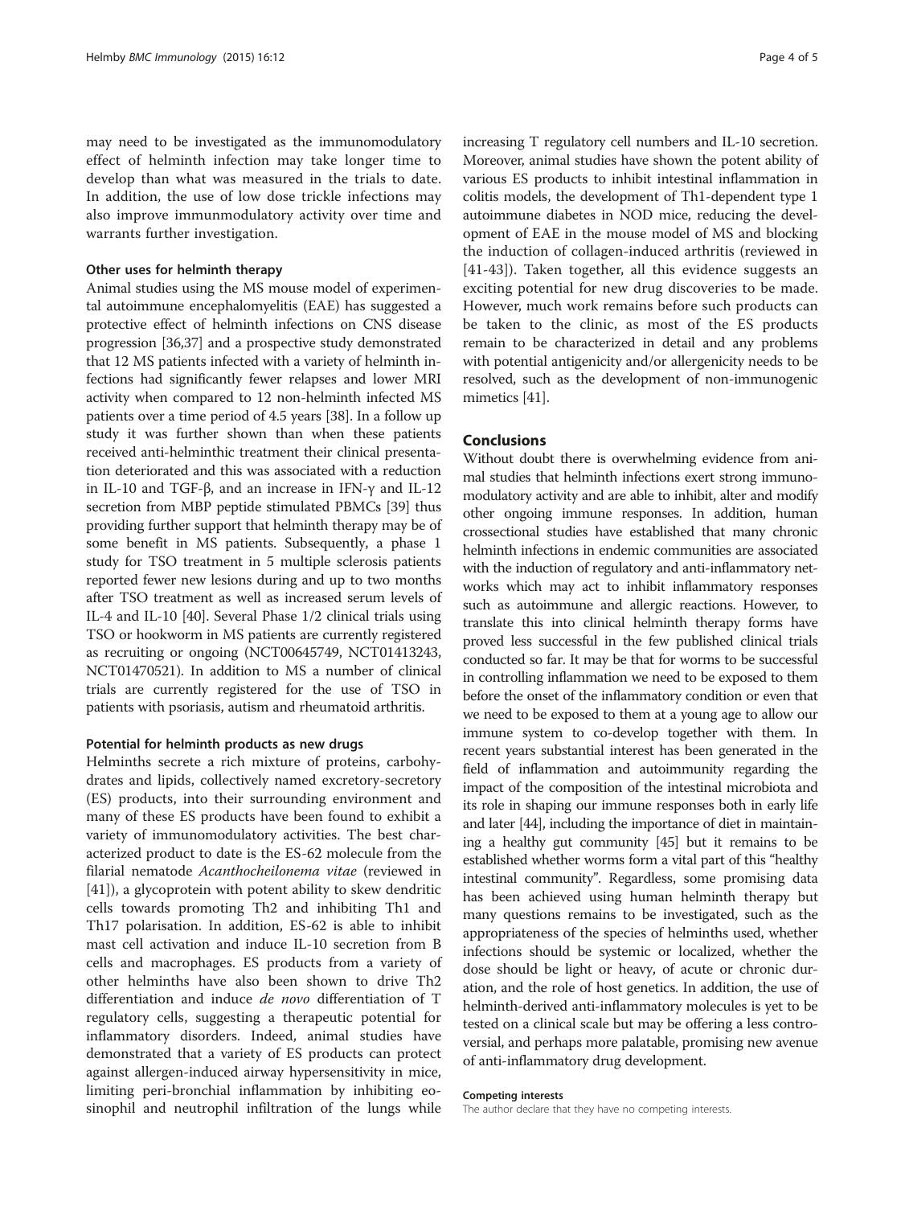may need to be investigated as the immunomodulatory effect of helminth infection may take longer time to develop than what was measured in the trials to date. In addition, the use of low dose trickle infections may also improve immunmodulatory activity over time and warrants further investigation.

### Other uses for helminth therapy

Animal studies using the MS mouse model of experimental autoimmune encephalomyelitis (EAE) has suggested a protective effect of helminth infections on CNS disease progression [36,37] and a prospective study demonstrated that 12 MS patients infected with a variety of helminth infections had significantly fewer relapses and lower MRI activity when compared to 12 non-helminth infected MS patients over a time period of 4.5 years [38]. In a follow up study it was further shown than when these patients received anti-helminthic treatment their clinical presentation deteriorated and this was associated with a reduction in IL-10 and TGF-β, and an increase in IFN-γ and IL-12 secretion from MBP peptide stimulated PBMCs [39] thus providing further support that helminth therapy may be of some benefit in MS patients. Subsequently, a phase 1 study for TSO treatment in 5 multiple sclerosis patients reported fewer new lesions during and up to two months after TSO treatment as well as increased serum levels of IL-4 and IL-10 [40]. Several Phase 1/2 clinical trials using TSO or hookworm in MS patients are currently registered as recruiting or ongoing (NCT00645749, NCT01413243, NCT01470521). In addition to MS a number of clinical trials are currently registered for the use of TSO in patients with psoriasis, autism and rheumatoid arthritis.

### Potential for helminth products as new drugs

Helminths secrete a rich mixture of proteins, carbohydrates and lipids, collectively named excretory-secretory (ES) products, into their surrounding environment and many of these ES products have been found to exhibit a variety of immunomodulatory activities. The best characterized product to date is the ES-62 molecule from the filarial nematode *Acanthocheilonema vitae* (reviewed in [41]), a glycoprotein with potent ability to skew dendritic cells towards promoting Th2 and inhibiting Th1 and Th17 polarisation. In addition, ES-62 is able to inhibit mast cell activation and induce IL-10 secretion from B cells and macrophages. ES products from a variety of other helminths have also been shown to drive Th2 differentiation and induce *de novo* differentiation of T regulatory cells, suggesting a therapeutic potential for inflammatory disorders. Indeed, animal studies have demonstrated that a variety of ES products can protect against allergen-induced airway hypersensitivity in mice, limiting peri-bronchial inflammation by inhibiting eosinophil and neutrophil infiltration of the lungs while increasing T regulatory cell numbers and IL-10 secretion. Moreover, animal studies have shown the potent ability of various ES products to inhibit intestinal inflammation in colitis models, the development of Th1-dependent type 1 autoimmune diabetes in NOD mice, reducing the development of EAE in the mouse model of MS and blocking the induction of collagen-induced arthritis (reviewed in [41-43]). Taken together, all this evidence suggests an exciting potential for new drug discoveries to be made. However, much work remains before such products can be taken to the clinic, as most of the ES products remain to be characterized in detail and any problems with potential antigenicity and/or allergenicity needs to be resolved, such as the development of non-immunogenic mimetics [41].

## Conclusions

Without doubt there is overwhelming evidence from animal studies that helminth infections exert strong immunomodulatory activity and are able to inhibit, alter and modify other ongoing immune responses. In addition, human crossectional studies have established that many chronic helminth infections in endemic communities are associated with the induction of regulatory and anti-inflammatory networks which may act to inhibit inflammatory responses such as autoimmune and allergic reactions. However, to translate this into clinical helminth therapy forms have proved less successful in the few published clinical trials conducted so far. It may be that for worms to be successful in controlling inflammation we need to be exposed to them before the onset of the inflammatory condition or even that we need to be exposed to them at a young age to allow our immune system to co-develop together with them. In recent years substantial interest has been generated in the field of inflammation and autoimmunity regarding the impact of the composition of the intestinal microbiota and its role in shaping our immune responses both in early life and later [44], including the importance of diet in maintaining a healthy gut community [45] but it remains to be established whether worms form a vital part of this "healthy intestinal community". Regardless, some promising data has been achieved using human helminth therapy but many questions remains to be investigated, such as the appropriateness of the species of helminths used, whether infections should be systemic or localized, whether the dose should be light or heavy, of acute or chronic duration, and the role of host genetics. In addition, the use of helminth-derived anti-inflammatory molecules is yet to be tested on a clinical scale but may be offering a less controversial, and perhaps more palatable, promising new avenue of anti-inflammatory drug development.

#### Competing interests

The author declare that they have no competing interests.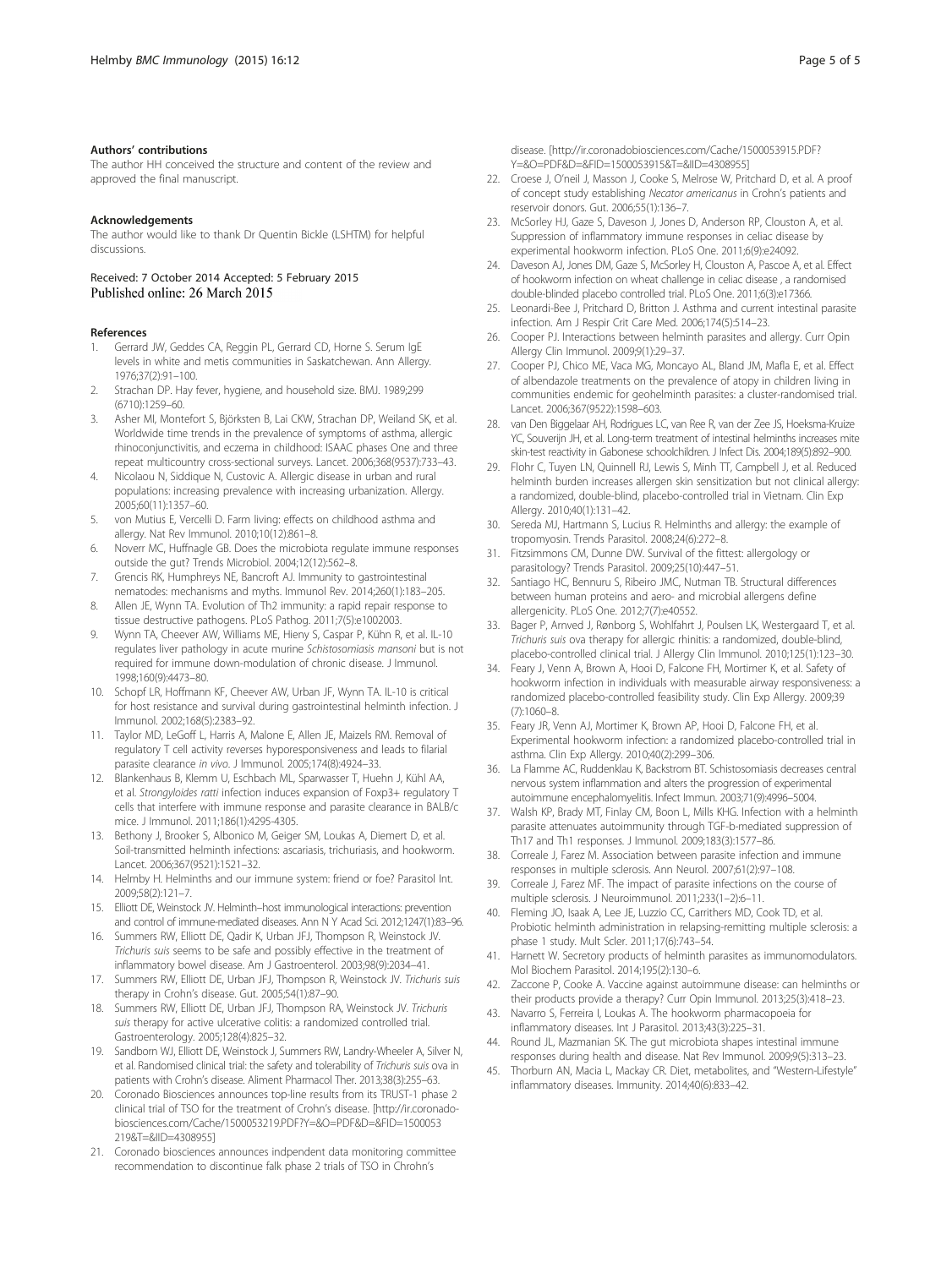### Authors' contributions

The author HH conceived the structure and content of the review and approved the final manuscript.

### Acknowledgements

The author would like to thank Dr Quentin Bickle (LSHTM) for helpful discussions.

Received: 7 October 2014 Accepted: 5 February 2015
Published online: 26 March 2015

### References

1. Gerrard JW, Geddes CA, Reggin PL, Gerrard CD, Horne S. Serum IgE levels in white and metis communities in Saskatchewan. Ann Allergy. 1976;37(2):91–100.
2. Strachan DP. Hay fever, hygiene, and household size. BMJ. 1989;299 (6710):1259–60.
3. Asher MI, Montefort S, Björksten B, Lai CKW, Strachan DP, Weiland SK, et al. Worldwide time trends in the prevalence of symptoms of asthma, allergic rhinoconjunctivitis, and eczema in childhood: ISAAC phases One and three repeat multicountry cross-sectional surveys. Lancet. 2006;368(9537):733–43.
4. Nicolaou N, Siddique N, Custovic A. Allergic disease in urban and rural populations: increasing prevalence with increasing urbanization. Allergy. 2005;60(11):1357–60.
5. von Mutius E, Vercelli D. Farm living: effects on childhood asthma and allergy. Nat Rev Immunol. 2010;10(12):861–8.
6. Noverr MC, Huffnagle GB. Does the microbiota regulate immune responses outside the gut? Trends Microbiol. 2004;12(12):562–8.
7. Grencis RK, Humphreys NE, Bancroft AJ. Immunity to gastrointestinal nematodes: mechanisms and myths. Immunol Rev. 2014;260(1):183–205.
8. Allen JE, Wynn TA. Evolution of Th2 immunity: a rapid repair response to tissue destructive pathogens. PLoS Pathog. 2011;7(5):e1002003.
9. Wynn TA, Cheever AW, Williams ME, Hieny S, Caspar P, Kühn R, et al. IL-10 regulates liver pathology in acute murine *Schistosomiasis mansoni* but is not required for immune down-modulation of chronic disease. J Immunol. 1998;160(9):4473–80.
10. Schopf LR, Hoffmann KF, Cheever AW, Urban JF, Wynn TA. IL-10 is critical for host resistance and survival during gastrointestinal helminth infection. J Immunol. 2002;168(5):2383–92.
11. Taylor MD, LeGoff L, Harris A, Malone E, Allen JE, Maizels RM. Removal of regulatory T cell activity reverses hyporesponsiveness and leads to filarial parasite clearance *in vivo*. J Immunol. 2005;174(8):4924–33.
12. Blankenhaus B, Klemm U, Eschbach ML, Sparwasser T, Huehn J, Kühl AA, et al. *Strongyloides ratti* infection induces expansion of Foxp3+ regulatory T cells that interfere with immune response and parasite clearance in BALB/c mice. J Immunol. 2011;186(1):4295-4305.
13. Bethony J, Brooker S, Albonico M, Geiger SM, Loukas A, Diemert D, et al. Soil-transmitted helminth infections: ascariasis, trichuriasis, and hookworm. Lancet. 2006;367(9521):1521–32.
14. Helmby H. Helminths and our immune system: friend or foe? Parasitol Int. 2009;58(2):121–7.
15. Elliott DE, Weinstock JV. Helminth–host immunological interactions: prevention and control of immune-mediated diseases. Ann N Y Acad Sci. 2012;1247(1):83–96.
16. Summers RW, Elliott DE, Qadir K, Urban JFJ, Thompson R, Weinstock JV. *Trichuris suis* seems to be safe and possibly effective in the treatment of inflammatory bowel disease. Am J Gastroenterol. 2003;98(9):2034–41.
17. Summers RW, Elliott DE, Urban JFJ, Thompson R, Weinstock JV. *Trichuris suis* therapy in Crohn's disease. Gut. 2005;54(1):87–90.
18. Summers RW, Elliott DE, Urban JFJ, Thompson RA, Weinstock JV. *Trichuris suis* therapy for active ulcerative colitis: a randomized controlled trial. Gastroenterology. 2005;128(4):825–32.
19. Sandborn WJ, Elliott DE, Weinstock J, Summers RW, Landry-Wheeler A, Silver N, et al. Randomised clinical trial: the safety and tolerability of *Trichuris suis* ova in patients with Crohn's disease. Aliment Pharmacol Ther. 2013;38(3):255–63.
20. Coronado Biosciences announces top-line results from its TRUST-1 phase 2 clinical trial of TSO for the treatment of Crohn's disease. [http://ir.coronado-biosciences.com/Cache/1500053219.PDF?Y=&O=PDF&D=&FID=1500053219&T=&IID=4308955]
21. Coronado biosciences announces indpendent data monitoring committee recommendation to discontinue falk phase 2 trials of TSO in Chrohn's disease. [http://ir.coronadobiosciences.com/Cache/1500053915.PDF?Y=&O=PDF&D=&FID=1500053915&T=&IID=4308955]
22. Croese J, O'neil J, Masson J, Cooke S, Melrose W, Pritchard D, et al. A proof of concept study establishing *Necator americanus* in Crohn's patients and reservoir donors. Gut. 2006;55(1):136–7.
23. McSorley HJ, Gaze S, Daveson J, Jones D, Anderson RP, Clouston A, et al. Suppression of inflammatory immune responses in celiac disease by experimental hookworm infection. PLoS One. 2011;6(9):e24092.
24. Daveson AJ, Jones DM, Gaze S, McSorley H, Clouston A, Pascoe A, et al. Effect of hookworm infection on wheat challenge in celiac disease , a randomised double-blinded placebo controlled trial. PLoS One. 2011;6(3):e17366.
25. Leonardi-Bee J, Pritchard D, Britton J. Asthma and current intestinal parasite infection. Am J Respir Crit Care Med. 2006;174(5):514–23.
26. Cooper PJ. Interactions between helminth parasites and allergy. Curr Opin Allergy Clin Immunol. 2009;9(1):29–37.
27. Cooper PJ, Chico ME, Vaca MG, Moncayo AL, Bland JM, Mafla E, et al. Effect of albendazole treatments on the prevalence of atopy in children living in communities endemic for geohelminth parasites: a cluster-randomised trial. Lancet. 2006;367(9522):1598–603.
28. van Den Biggelaar AH, Rodrigues LC, van Ree R, van der Zee JS, Hoeksma-Kruize YC, Souverijn JH, et al. Long-term treatment of intestinal helminths increases mite skin-test reactivity in Gabonese schoolchildren. J Infect Dis. 2004;189(5):892–900.
29. Flohr C, Tuyen LN, Quinnell RJ, Lewis S, Minh TT, Campbell J, et al. Reduced helminth burden increases allergen skin sensitization but not clinical allergy: a randomized, double-blind, placebo-controlled trial in Vietnam. Clin Exp Allergy. 2010;40(1):131–42.
30. Sereda MJ, Hartmann S, Lucius R. Helminths and allergy: the example of tropomyosin. Trends Parasitol. 2008;24(6):272–8.
31. Fitzsimmons CM, Dunne DW. Survival of the fittest: allergology or parasitology? Trends Parasitol. 2009;25(10):447–51.
32. Santiago HC, Bennuru S, Ribeiro JMC, Nutman TB. Structural differences between human proteins and aero- and microbial allergens define allergenicity. PLoS One. 2012;7(7):e40552.
33. Bager P, Arnved J, Rønborg S, Wohlfahrt J, Poulsen LK, Westergaard T, et al. *Trichuris suis* ova therapy for allergic rhinitis: a randomized, double-blind, placebo-controlled clinical trial. J Allergy Clin Immunol. 2010;125(1):123–30.
34. Feary J, Venn A, Brown A, Hooi D, Falcone FH, Mortimer K, et al. Safety of hookworm infection in individuals with measurable airway responsiveness: a randomized placebo-controlled feasibility study. Clin Exp Allergy. 2009;39 (7):1060–8.
35. Feary JR, Venn AJ, Mortimer K, Brown AP, Hooi D, Falcone FH, et al. Experimental hookworm infection: a randomized placebo-controlled trial in asthma. Clin Exp Allergy. 2010;40(2):299–306.
36. La Flamme AC, Ruddenklau K, Backstrom BT. Schistosomiasis decreases central nervous system inflammation and alters the progression of experimental autoimmune encephalomyelitis. Infect Immun. 2003;71(9):4996–5004.
37. Walsh KP, Brady MT, Finlay CM, Boon L, Mills KHG. Infection with a helminth parasite attenuates autoimmunity through TGF-b-mediated suppression of Th17 and Th1 responses. J Immunol. 2009;183(3):1577–86.
38. Correale J, Farez M. Association between parasite infection and immune responses in multiple sclerosis. Ann Neurol. 2007;61(2):97–108.
39. Correale J, Farez MF. The impact of parasite infections on the course of multiple sclerosis. J Neuroimmunol. 2011;233(1–2):6–11.
40. Fleming JO, Isaak A, Lee JE, Luzzio CC, Carrithers MD, Cook TD, et al. Probiotic helminth administration in relapsing-remitting multiple sclerosis: a phase 1 study. Mult Scler. 2011;17(6):743–54.
41. Harnett W. Secretory products of helminth parasites as immunomodulators. Mol Biochem Parasitol. 2014;195(2):130–6.
42. Zaccone P, Cooke A. Vaccine against autoimmune disease: can helminths or their products provide a therapy? Curr Opin Immunol. 2013;25(3):418–23.
43. Navarro S, Ferreira I, Loukas A. The hookworm pharmacopoeia for inflammatory diseases. Int J Parasitol. 2013;43(3):225–31.
44. Round JL, Mazmanian SK. The gut microbiota shapes intestinal immune responses during health and disease. Nat Rev Immunol. 2009;9(5):313–23.
45. Thorburn AN, Macia L, Mackay CR. Diet, metabolites, and "Western-Lifestyle" inflammatory diseases. Immunity. 2014;40(6):833–42.